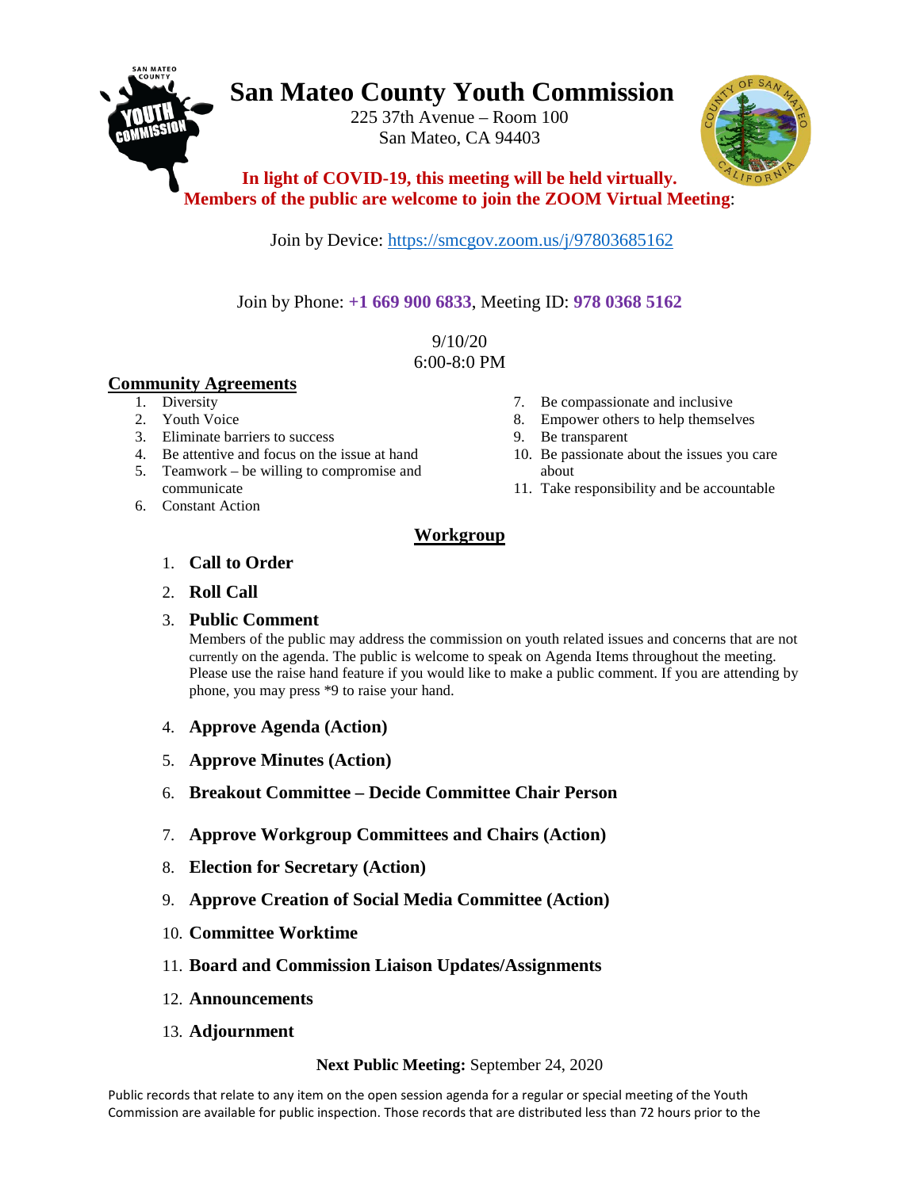# San Mateo County Youth Commission

225 37th Avenue – Room 100
San Mateo, CA 94403

**In light of COVID-19, this meeting will be held virtually.**
**Members of the public are welcome to join the ZOOM Virtual Meeting**:

Join by Device: https://smcgov.zoom.us/j/97803685162

Join by Phone: **+1 669 900 6833**, Meeting ID: **978 0368 5162**

9/10/20
6:00-8:0 PM

## Community Agreements

1. Diversity
2. Youth Voice
3. Eliminate barriers to success
4. Be attentive and focus on the issue at hand
5. Teamwork – be willing to compromise and communicate
6. Constant Action
7. Be compassionate and inclusive
8. Empower others to help themselves
9. Be transparent
10. Be passionate about the issues you care about
11. Take responsibility and be accountable

## Workgroup

1. **Call to Order**
2. **Roll Call**
3. **Public Comment**
   Members of the public may address the commission on youth related issues and concerns that are not currently on the agenda. The public is welcome to speak on Agenda Items throughout the meeting. Please use the raise hand feature if you would like to make a public comment. If you are attending by phone, you may press *9 to raise your hand.
4. **Approve Agenda (Action)**
5. **Approve Minutes (Action)**
6. **Breakout Committee – Decide Committee Chair Person**
7. **Approve Workgroup Committees and Chairs (Action)**
8. **Election for Secretary (Action)**
9. **Approve Creation of Social Media Committee (Action)**
10. **Committee Worktime**
11. **Board and Commission Liaison Updates/Assignments**
12. **Announcements**
13. **Adjournment**

**Next Public Meeting:** September 24, 2020

Public records that relate to any item on the open session agenda for a regular or special meeting of the Youth Commission are available for public inspection. Those records that are distributed less than 72 hours prior to the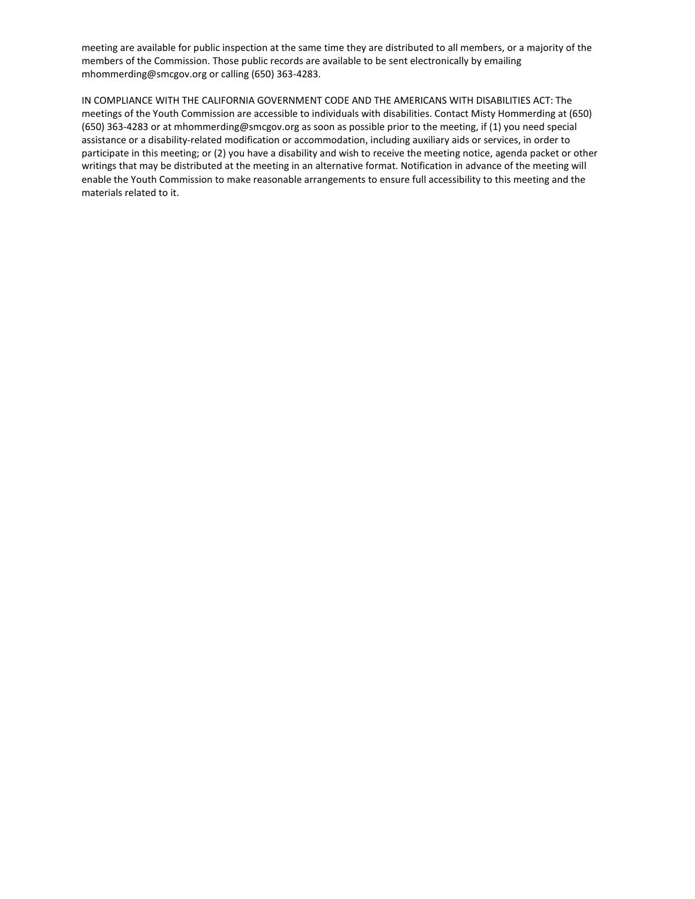meeting are available for public inspection at the same time they are distributed to all members, or a majority of the members of the Commission. Those public records are available to be sent electronically by emailing mhommerding@smcgov.org or calling (650) 363-4283.

IN COMPLIANCE WITH THE CALIFORNIA GOVERNMENT CODE AND THE AMERICANS WITH DISABILITIES ACT: The meetings of the Youth Commission are accessible to individuals with disabilities. Contact Misty Hommerding at (650) (650) 363-4283 or at mhommerding@smcgov.org as soon as possible prior to the meeting, if (1) you need special assistance or a disability-related modification or accommodation, including auxiliary aids or services, in order to participate in this meeting; or (2) you have a disability and wish to receive the meeting notice, agenda packet or other writings that may be distributed at the meeting in an alternative format. Notification in advance of the meeting will enable the Youth Commission to make reasonable arrangements to ensure full accessibility to this meeting and the materials related to it.